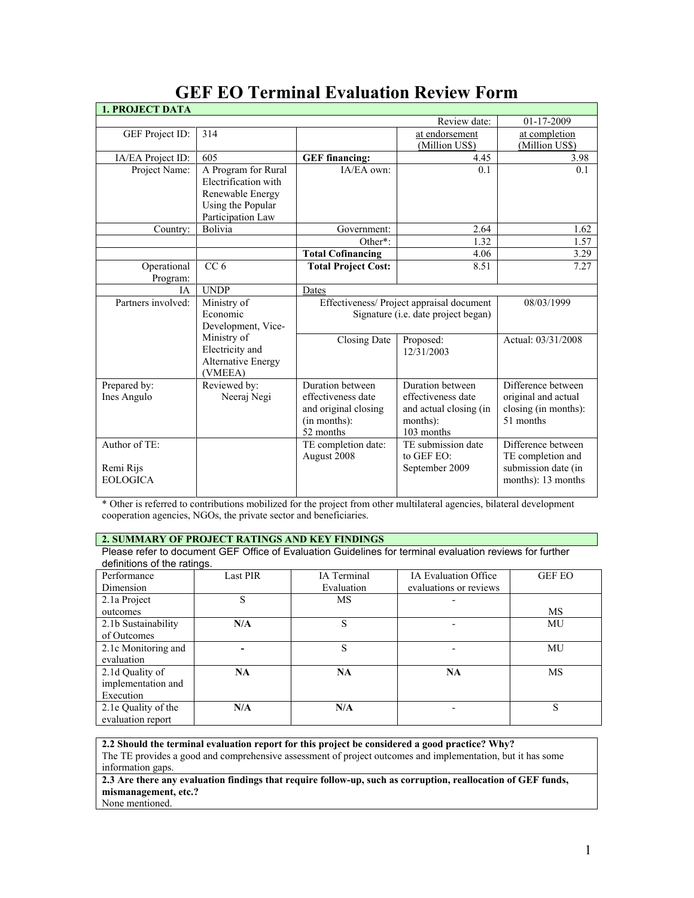# GEF EO Terminal Evaluation Review Form

| 1. PROJECT DATA | | | | |
|---|---|---|---|---|
| | | | Review date: | 01-17-2009 |
| GEF Project ID: | 314 | | at endorsement (Million US$) | at completion (Million US$) |
| IA/EA Project ID: | 605 | **GEF financing:** | 4.45 | 3.98 |
| Project Name: | A Program for Rural Electrification with Renewable Energy Using the Popular Participation Law | IA/EA own: | 0.1 | 0.1 |
| Country: | Bolivia | Government: | 2.64 | 1.62 |
| | | Other*: | 1.32 | 1.57 |
| | | **Total Cofinancing** | 4.06 | 3.29 |
| Operational Program: | CC 6 | **Total Project Cost:** | 8.51 | 7.27 |
| IA | UNDP | Dates | | |
| Partners involved: | Ministry of Economic Development, Vice-Ministry of Electricity and Alternative Energy (VMEEA) | Effectiveness/ Project appraisal document Signature (i.e. date project began) | | 08/03/1999 |
| | | Closing Date | Proposed: 12/31/2003 | Actual: 03/31/2008 |
| Prepared by: Ines Angulo | Reviewed by: Neeraj Negi | Duration between effectiveness date and original closing (in months): 52 months | Duration between effectiveness date and actual closing (in months): 103 months | Difference between original and actual closing (in months): 51 months |
| Author of TE: Remi Rijs EOLOGICA | | TE completion date: August 2008 | TE submission date to GEF EO: September 2009 | Difference between TE completion and submission date (in months): 13 months |

* Other is referred to contributions mobilized for the project from other multilateral agencies, bilateral development cooperation agencies, NGOs, the private sector and beneficiaries.

## 2. SUMMARY OF PROJECT RATINGS AND KEY FINDINGS

Please refer to document GEF Office of Evaluation Guidelines for terminal evaluation reviews for further definitions of the ratings.

| Performance Dimension | Last PIR | IA Terminal Evaluation | IA Evaluation Office evaluations or reviews | GEF EO |
|---|---|---|---|---|
| 2.1a Project outcomes | S | MS | - | MS |
| 2.1b Sustainability of Outcomes | **N/A** | S | - | MU |
| 2.1c Monitoring and evaluation | **-** | S | - | MU |
| 2.1d Quality of implementation and Execution | **NA** | **NA** | **NA** | MS |
| 2.1e Quality of the evaluation report | **N/A** | **N/A** | - | S |

**2.2 Should the terminal evaluation report for this project be considered a good practice? Why?**
The TE provides a good and comprehensive assessment of project outcomes and implementation, but it has some information gaps.

**2.3 Are there any evaluation findings that require follow-up, such as corruption, reallocation of GEF funds, mismanagement, etc.?**
None mentioned.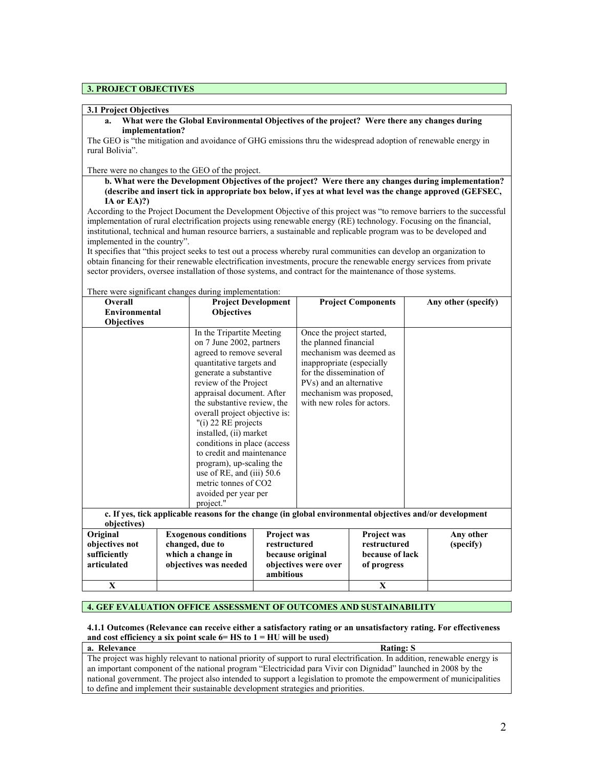## 3. PROJECT OBJECTIVES

### 3.1 Project Objectives

**a. What were the Global Environmental Objectives of the project? Were there any changes during implementation?**

The GEO is "the mitigation and avoidance of GHG emissions thru the widespread adoption of renewable energy in rural Bolivia".

There were no changes to the GEO of the project.

**b. What were the Development Objectives of the project? Were there any changes during implementation? (describe and insert tick in appropriate box below, if yes at what level was the change approved (GEFSEC, IA or EA)?)**

According to the Project Document the Development Objective of this project was "to remove barriers to the successful implementation of rural electrification projects using renewable energy (RE) technology. Focusing on the financial, institutional, technical and human resource barriers, a sustainable and replicable program was to be developed and implemented in the country".

It specifies that "this project seeks to test out a process whereby rural communities can develop an organization to obtain financing for their renewable electrification investments, procure the renewable energy services from private sector providers, oversee installation of those systems, and contract for the maintenance of those systems.

There were significant changes during implementation:

| Overall Environmental Objectives | Project Development Objectives | Project Components | Any other (specify) |
|---|---|---|---|
| | In the Tripartite Meeting on 7 June 2002, partners agreed to remove several quantitative targets and generate a substantive review of the Project appraisal document. After the substantive review, the overall project objective is: "(i) 22 RE projects installed, (ii) market conditions in place (access to credit and maintenance program), up-scaling the use of RE, and (iii) 50.6 metric tonnes of $CO_2$ avoided per year per project." | Once the project started, the planned financial mechanism was deemed as inappropriate (especially for the dissemination of PVs) and an alternative mechanism was proposed, with new roles for actors. | |

**c. If yes, tick applicable reasons for the change (in global environmental objectives and/or development objectives)**

| Original objectives not sufficiently articulated | Exogenous conditions changed, due to which a change in objectives was needed | Project was restructured because original objectives were over ambitious | Project was restructured because of lack of progress | Any other (specify) |
|---|---|---|---|---|
| X | | | X | |

## 4. GEF EVALUATION OFFICE ASSESSMENT OF OUTCOMES AND SUSTAINABILITY

**4.1.1 Outcomes (Relevance can receive either a satisfactory rating or an unsatisfactory rating. For effectiveness and cost efficiency a six point scale 6= HS to 1 = HU will be used)**

**a. Relevance** **Rating: S**

The project was highly relevant to national priority of support to rural electrification. In addition, renewable energy is an important component of the national program "Electricidad para Vivir con Dignidad" launched in 2008 by the national government. The project also intended to support a legislation to promote the empowerment of municipalities to define and implement their sustainable development strategies and priorities.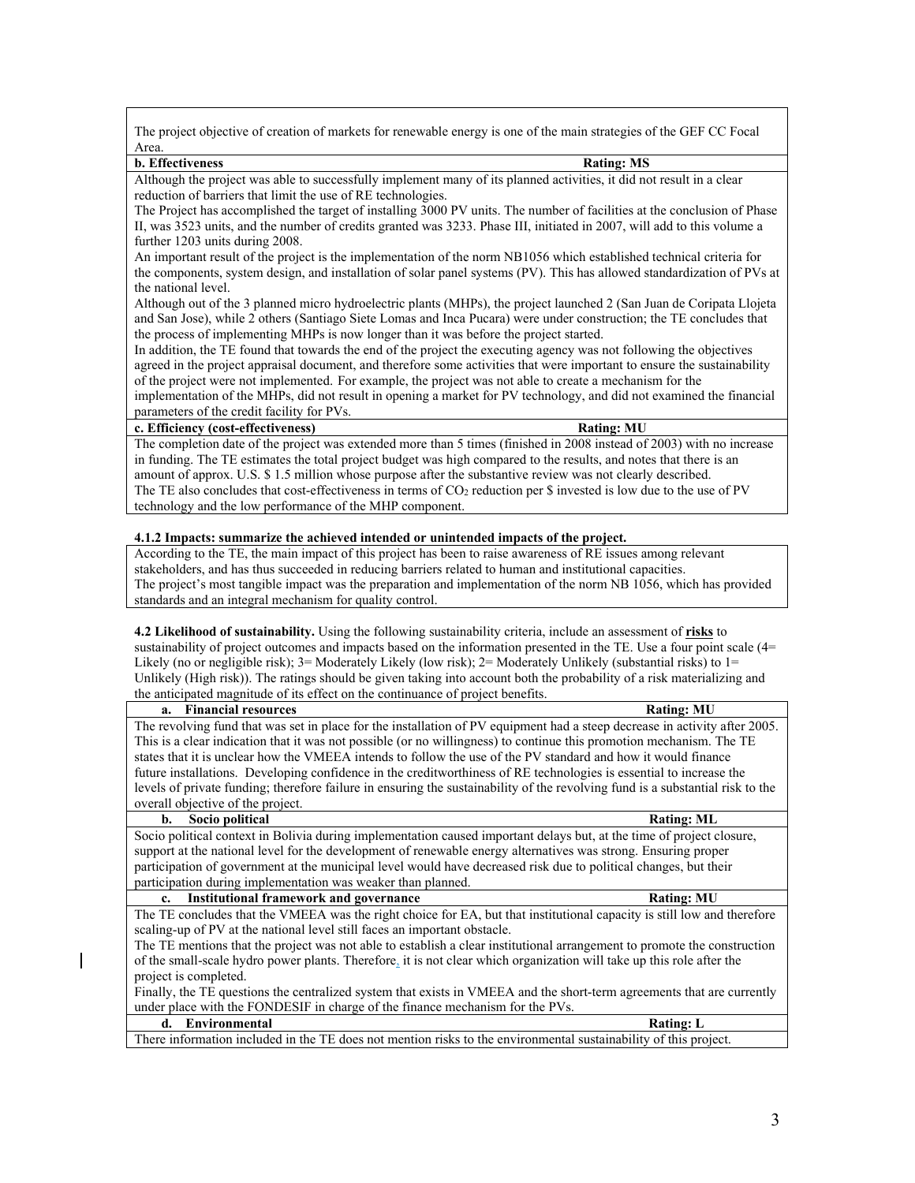The project objective of creation of markets for renewable energy is one of the main strategies of the GEF CC Focal Area.

**b. Effectiveness** **Rating: MS**

Although the project was able to successfully implement many of its planned activities, it did not result in a clear reduction of barriers that limit the use of RE technologies.

The Project has accomplished the target of installing 3000 PV units. The number of facilities at the conclusion of Phase II, was 3523 units, and the number of credits granted was 3233. Phase III, initiated in 2007, will add to this volume a further 1203 units during 2008.

An important result of the project is the implementation of the norm NB1056 which established technical criteria for the components, system design, and installation of solar panel systems (PV). This has allowed standardization of PVs at the national level.

Although out of the 3 planned micro hydroelectric plants (MHPs), the project launched 2 (San Juan de Coripata Llojeta and San Jose), while 2 others (Santiago Siete Lomas and Inca Pucara) were under construction; the TE concludes that the process of implementing MHPs is now longer than it was before the project started.

In addition, the TE found that towards the end of the project the executing agency was not following the objectives agreed in the project appraisal document, and therefore some activities that were important to ensure the sustainability of the project were not implemented. For example, the project was not able to create a mechanism for the implementation of the MHPs, did not result in opening a market for PV technology, and did not examined the financial parameters of the credit facility for PVs.

**c. Efficiency (cost-effectiveness)** **Rating: MU**

The completion date of the project was extended more than 5 times (finished in 2008 instead of 2003) with no increase in funding. The TE estimates the total project budget was high compared to the results, and notes that there is an amount of approx. U.S. $ 1.5 million whose purpose after the substantive review was not clearly described.

The TE also concludes that cost-effectiveness in terms of $CO_2$ reduction per $ invested is low due to the use of PV technology and the low performance of the MHP component.

**4.1.2 Impacts: summarize the achieved intended or unintended impacts of the project.**

According to the TE, the main impact of this project has been to raise awareness of RE issues among relevant stakeholders, and has thus succeeded in reducing barriers related to human and institutional capacities.

The project's most tangible impact was the preparation and implementation of the norm NB 1056, which has provided standards and an integral mechanism for quality control.

**4.2 Likelihood of sustainability.** Using the following sustainability criteria, include an assessment of **risks** to sustainability of project outcomes and impacts based on the information presented in the TE. Use a four point scale (4= Likely (no or negligible risk); 3= Moderately Likely (low risk); 2= Moderately Unlikely (substantial risks) to 1= Unlikely (High risk)). The ratings should be given taking into account both the probability of a risk materializing and the anticipated magnitude of its effect on the continuance of project benefits.

**a. Financial resources** **Rating: MU**

The revolving fund that was set in place for the installation of PV equipment had a steep decrease in activity after 2005. This is a clear indication that it was not possible (or no willingness) to continue this promotion mechanism. The TE states that it is unclear how the VMEEA intends to follow the use of the PV standard and how it would finance future installations. Developing confidence in the creditworthiness of RE technologies is essential to increase the levels of private funding; therefore failure in ensuring the sustainability of the revolving fund is a substantial risk to the overall objective of the project.

**b. Socio political** **Rating: ML**

Socio political context in Bolivia during implementation caused important delays but, at the time of project closure, support at the national level for the development of renewable energy alternatives was strong. Ensuring proper participation of government at the municipal level would have decreased risk due to political changes, but their participation during implementation was weaker than planned.

**c. Institutional framework and governance** **Rating: MU**

The TE concludes that the VMEEA was the right choice for EA, but that institutional capacity is still low and therefore scaling-up of PV at the national level still faces an important obstacle.

The TE mentions that the project was not able to establish a clear institutional arrangement to promote the construction of the small-scale hydro power plants. Therefore, it is not clear which organization will take up this role after the project is completed.

Finally, the TE questions the centralized system that exists in VMEEA and the short-term agreements that are currently under place with the FONDESIF in charge of the finance mechanism for the PVs.

**d. Environmental** **Rating: L**

There information included in the TE does not mention risks to the environmental sustainability of this project.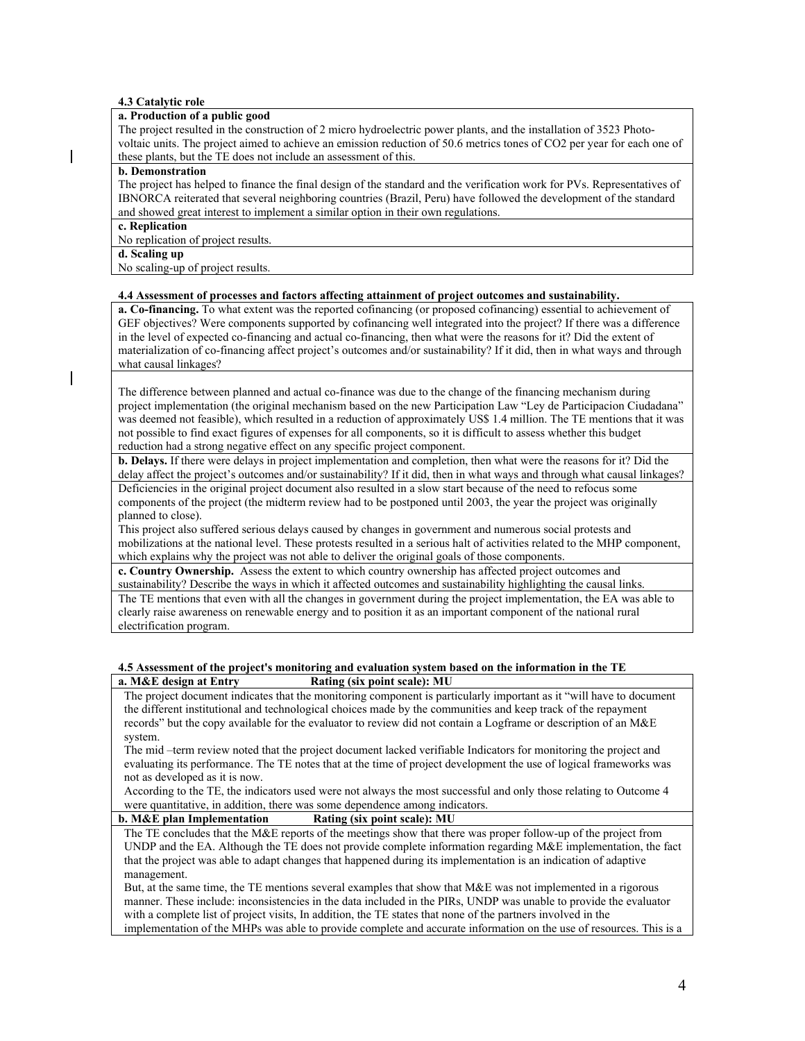**4.3 Catalytic role**

**a. Production of a public good**

The project resulted in the construction of 2 micro hydroelectric power plants, and the installation of 3523 Photo-voltaic units. The project aimed to achieve an emission reduction of 50.6 metrics tones of CO2 per year for each one of these plants, but the TE does not include an assessment of this.

**b. Demonstration**

The project has helped to finance the final design of the standard and the verification work for PVs. Representatives of IBNORCA reiterated that several neighboring countries (Brazil, Peru) have followed the development of the standard and showed great interest to implement a similar option in their own regulations.

**c. Replication**

No replication of project results.

**d. Scaling up**

No scaling-up of project results.

**4.4 Assessment of processes and factors affecting attainment of project outcomes and sustainability.**

**a. Co-financing.** To what extent was the reported cofinancing (or proposed cofinancing) essential to achievement of GEF objectives? Were components supported by cofinancing well integrated into the project? If there was a difference in the level of expected co-financing and actual co-financing, then what were the reasons for it? Did the extent of materialization of co-financing affect project's outcomes and/or sustainability? If it did, then in what ways and through what causal linkages?

The difference between planned and actual co-finance was due to the change of the financing mechanism during project implementation (the original mechanism based on the new Participation Law "Ley de Participacion Ciudadana" was deemed not feasible), which resulted in a reduction of approximately US$ 1.4 million. The TE mentions that it was not possible to find exact figures of expenses for all components, so it is difficult to assess whether this budget reduction had a strong negative effect on any specific project component.

**b. Delays.** If there were delays in project implementation and completion, then what were the reasons for it? Did the delay affect the project's outcomes and/or sustainability? If it did, then in what ways and through what causal linkages?

Deficiencies in the original project document also resulted in a slow start because of the need to refocus some components of the project (the midterm review had to be postponed until 2003, the year the project was originally planned to close).

This project also suffered serious delays caused by changes in government and numerous social protests and mobilizations at the national level. These protests resulted in a serious halt of activities related to the MHP component, which explains why the project was not able to deliver the original goals of those components.

**c. Country Ownership.** Assess the extent to which country ownership has affected project outcomes and sustainability? Describe the ways in which it affected outcomes and sustainability highlighting the causal links.

The TE mentions that even with all the changes in government during the project implementation, the EA was able to clearly raise awareness on renewable energy and to position it as an important component of the national rural electrification program.

**4.5 Assessment of the project's monitoring and evaluation system based on the information in the TE**

**a. M&E design at Entry** **Rating (six point scale): MU**

The project document indicates that the monitoring component is particularly important as it "will have to document the different institutional and technological choices made by the communities and keep track of the repayment records" but the copy available for the evaluator to review did not contain a Logframe or description of an M&E system.

The mid –term review noted that the project document lacked verifiable Indicators for monitoring the project and evaluating its performance. The TE notes that at the time of project development the use of logical frameworks was not as developed as it is now.

According to the TE, the indicators used were not always the most successful and only those relating to Outcome 4 were quantitative, in addition, there was some dependence among indicators.

**b. M&E plan Implementation** **Rating (six point scale): MU**

The TE concludes that the M&E reports of the meetings show that there was proper follow-up of the project from UNDP and the EA. Although the TE does not provide complete information regarding M&E implementation, the fact that the project was able to adapt changes that happened during its implementation is an indication of adaptive management.

But, at the same time, the TE mentions several examples that show that M&E was not implemented in a rigorous manner. These include: inconsistencies in the data included in the PIRs, UNDP was unable to provide the evaluator with a complete list of project visits, In addition, the TE states that none of the partners involved in the implementation of the MHPs was able to provide complete and accurate information on the use of resources. This is a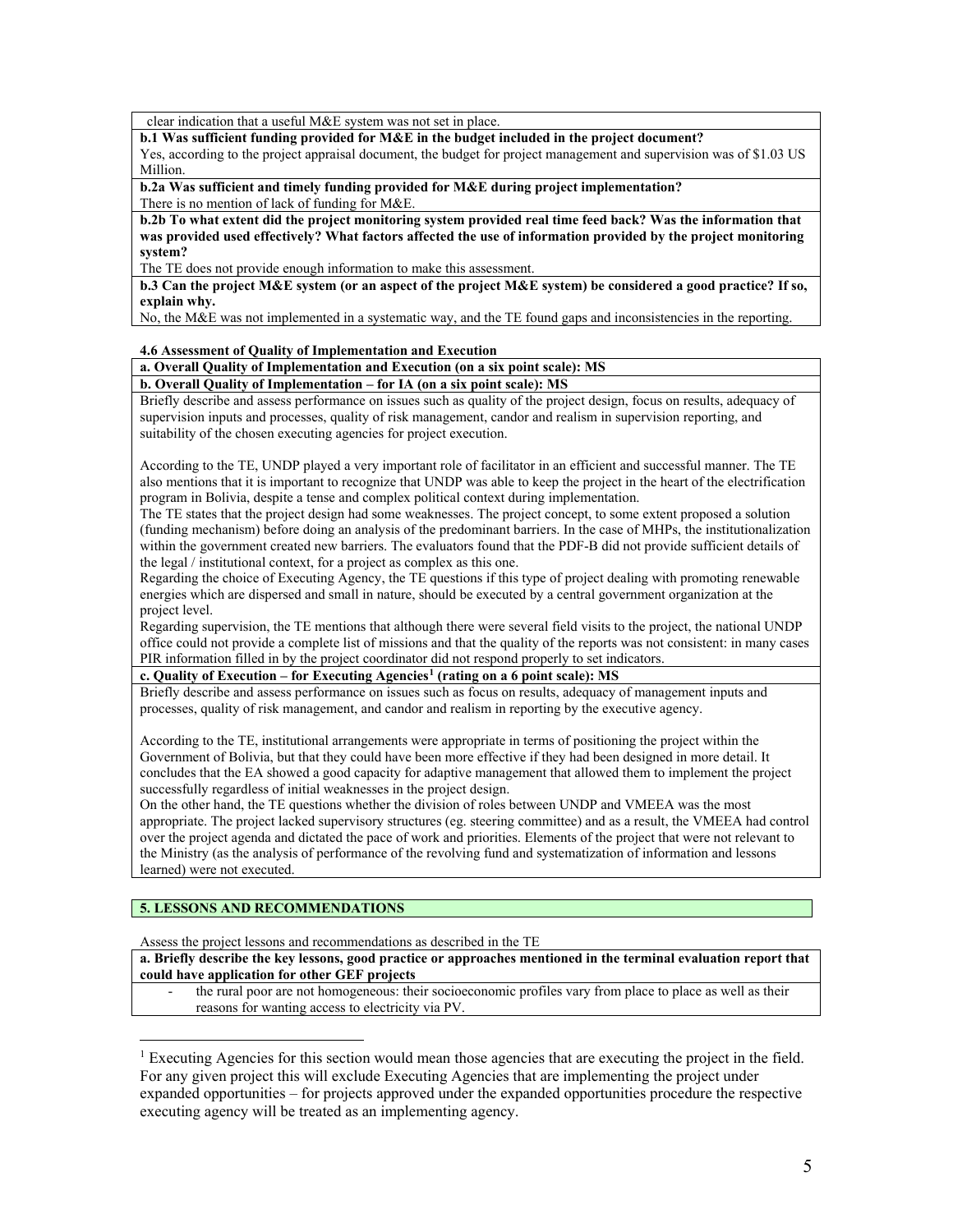clear indication that a useful M&E system was not set in place.

**b.1 Was sufficient funding provided for M&E in the budget included in the project document?**

Yes, according to the project appraisal document, the budget for project management and supervision was of $1.03 US Million.

**b.2a Was sufficient and timely funding provided for M&E during project implementation?**

There is no mention of lack of funding for M&E.

**b.2b To what extent did the project monitoring system provided real time feed back? Was the information that was provided used effectively? What factors affected the use of information provided by the project monitoring system?**

The TE does not provide enough information to make this assessment.

**b.3 Can the project M&E system (or an aspect of the project M&E system) be considered a good practice? If so, explain why.**

No, the M&E was not implemented in a systematic way, and the TE found gaps and inconsistencies in the reporting.

**4.6 Assessment of Quality of Implementation and Execution**

**a. Overall Quality of Implementation and Execution (on a six point scale): MS**

**b. Overall Quality of Implementation – for IA (on a six point scale): MS**

Briefly describe and assess performance on issues such as quality of the project design, focus on results, adequacy of supervision inputs and processes, quality of risk management, candor and realism in supervision reporting, and suitability of the chosen executing agencies for project execution.

According to the TE, UNDP played a very important role of facilitator in an efficient and successful manner. The TE also mentions that it is important to recognize that UNDP was able to keep the project in the heart of the electrification program in Bolivia, despite a tense and complex political context during implementation.

The TE states that the project design had some weaknesses. The project concept, to some extent proposed a solution (funding mechanism) before doing an analysis of the predominant barriers. In the case of MHPs, the institutionalization within the government created new barriers. The evaluators found that the PDF-B did not provide sufficient details of the legal / institutional context, for a project as complex as this one.

Regarding the choice of Executing Agency, the TE questions if this type of project dealing with promoting renewable energies which are dispersed and small in nature, should be executed by a central government organization at the project level.

Regarding supervision, the TE mentions that although there were several field visits to the project, the national UNDP office could not provide a complete list of missions and that the quality of the reports was not consistent: in many cases PIR information filled in by the project coordinator did not respond properly to set indicators.

**c. Quality of Execution – for Executing Agencies[1] (rating on a 6 point scale): MS**

Briefly describe and assess performance on issues such as focus on results, adequacy of management inputs and processes, quality of risk management, and candor and realism in reporting by the executive agency.

According to the TE, institutional arrangements were appropriate in terms of positioning the project within the Government of Bolivia, but that they could have been more effective if they had been designed in more detail. It concludes that the EA showed a good capacity for adaptive management that allowed them to implement the project successfully regardless of initial weaknesses in the project design.

On the other hand, the TE questions whether the division of roles between UNDP and VMEEA was the most appropriate. The project lacked supervisory structures (eg. steering committee) and as a result, the VMEEA had control over the project agenda and dictated the pace of work and priorities. Elements of the project that were not relevant to the Ministry (as the analysis of performance of the revolving fund and systematization of information and lessons learned) were not executed.

**5. LESSONS AND RECOMMENDATIONS**

Assess the project lessons and recommendations as described in the TE

**a. Briefly describe the key lessons, good practice or approaches mentioned in the terminal evaluation report that could have application for other GEF projects**

- the rural poor are not homogeneous: their socioeconomic profiles vary from place to place as well as their reasons for wanting access to electricity via PV.

[1] Executing Agencies for this section would mean those agencies that are executing the project in the field. For any given project this will exclude Executing Agencies that are implementing the project under expanded opportunities – for projects approved under the expanded opportunities procedure the respective executing agency will be treated as an implementing agency.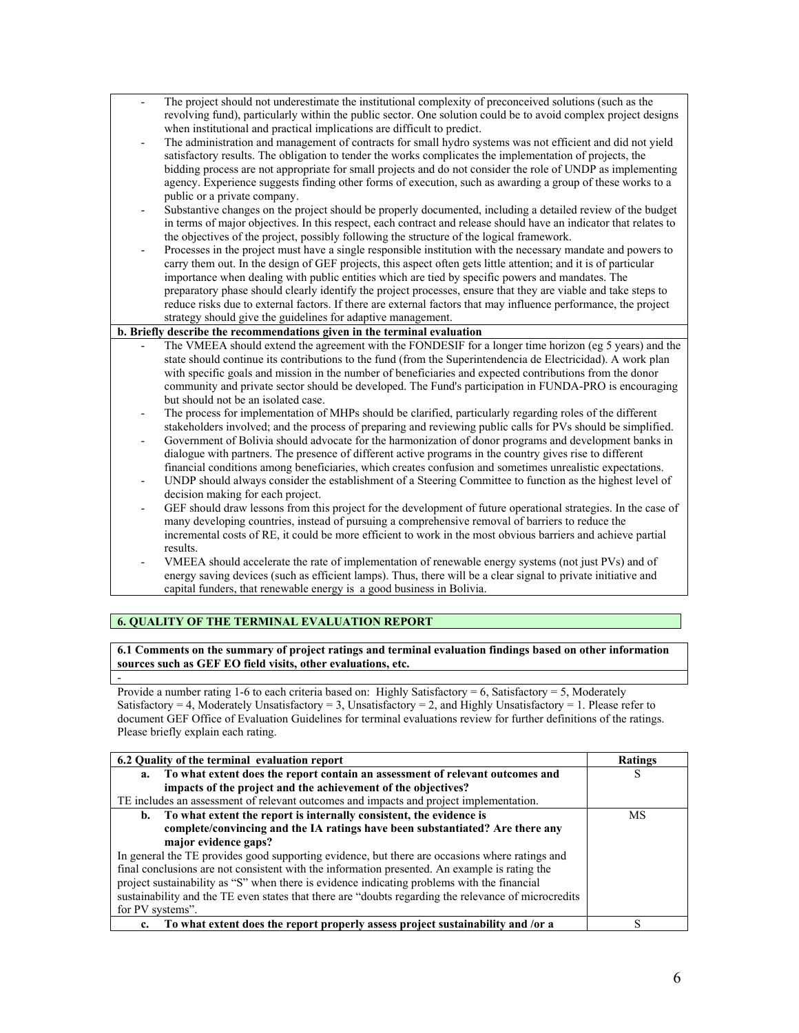- The project should not underestimate the institutional complexity of preconceived solutions (such as the revolving fund), particularly within the public sector. One solution could be to avoid complex project designs when institutional and practical implications are difficult to predict.
- The administration and management of contracts for small hydro systems was not efficient and did not yield satisfactory results. The obligation to tender the works complicates the implementation of projects, the bidding process are not appropriate for small projects and do not consider the role of UNDP as implementing agency. Experience suggests finding other forms of execution, such as awarding a group of these works to a public or a private company.
- Substantive changes on the project should be properly documented, including a detailed review of the budget in terms of major objectives. In this respect, each contract and release should have an indicator that relates to the objectives of the project, possibly following the structure of the logical framework.
- Processes in the project must have a single responsible institution with the necessary mandate and powers to carry them out. In the design of GEF projects, this aspect often gets little attention; and it is of particular importance when dealing with public entities which are tied by specific powers and mandates. The preparatory phase should clearly identify the project processes, ensure that they are viable and take steps to reduce risks due to external factors. If there are external factors that may influence performance, the project strategy should give the guidelines for adaptive management.

**b. Briefly describe the recommendations given in the terminal evaluation**

- The VMEEA should extend the agreement with the FONDESIF for a longer time horizon (eg 5 years) and the state should continue its contributions to the fund (from the Superintendencia de Electricidad). A work plan with specific goals and mission in the number of beneficiaries and expected contributions from the donor community and private sector should be developed. The Fund's participation in FUNDA-PRO is encouraging but should not be an isolated case.
- The process for implementation of MHPs should be clarified, particularly regarding roles of the different stakeholders involved; and the process of preparing and reviewing public calls for PVs should be simplified.
- Government of Bolivia should advocate for the harmonization of donor programs and development banks in dialogue with partners. The presence of different active programs in the country gives rise to different financial conditions among beneficiaries, which creates confusion and sometimes unrealistic expectations.
- UNDP should always consider the establishment of a Steering Committee to function as the highest level of decision making for each project.
- GEF should draw lessons from this project for the development of future operational strategies. In the case of many developing countries, instead of pursuing a comprehensive removal of barriers to reduce the incremental costs of RE, it could be more efficient to work in the most obvious barriers and achieve partial results.
- VMEEA should accelerate the rate of implementation of renewable energy systems (not just PVs) and of energy saving devices (such as efficient lamps). Thus, there will be a clear signal to private initiative and capital funders, that renewable energy is a good business in Bolivia.

## 6. QUALITY OF THE TERMINAL EVALUATION REPORT

**6.1 Comments on the summary of project ratings and terminal evaluation findings based on other information sources such as GEF EO field visits, other evaluations, etc.**

-

Provide a number rating 1-6 to each criteria based on: Highly Satisfactory = 6, Satisfactory = 5, Moderately Satisfactory = 4, Moderately Unsatisfactory = 3, Unsatisfactory = 2, and Highly Unsatisfactory = 1. Please refer to document GEF Office of Evaluation Guidelines for terminal evaluations review for further definitions of the ratings. Please briefly explain each rating.

| 6.2 Quality of the terminal evaluation report | Ratings |
|---|---|
| **a. To what extent does the report contain an assessment of relevant outcomes and impacts of the project and the achievement of the objectives?** TE includes an assessment of relevant outcomes and impacts and project implementation. | S |
| **b. To what extent the report is internally consistent, the evidence is complete/convincing and the IA ratings have been substantiated? Are there any major evidence gaps?** In general the TE provides good supporting evidence, but there are occasions where ratings and final conclusions are not consistent with the information presented. An example is rating the project sustainability as "S" when there is evidence indicating problems with the financial sustainability and the TE even states that there are "doubts regarding the relevance of microcredits for PV systems". | MS |
| **c. To what extent does the report properly assess project sustainability and /or a** | S |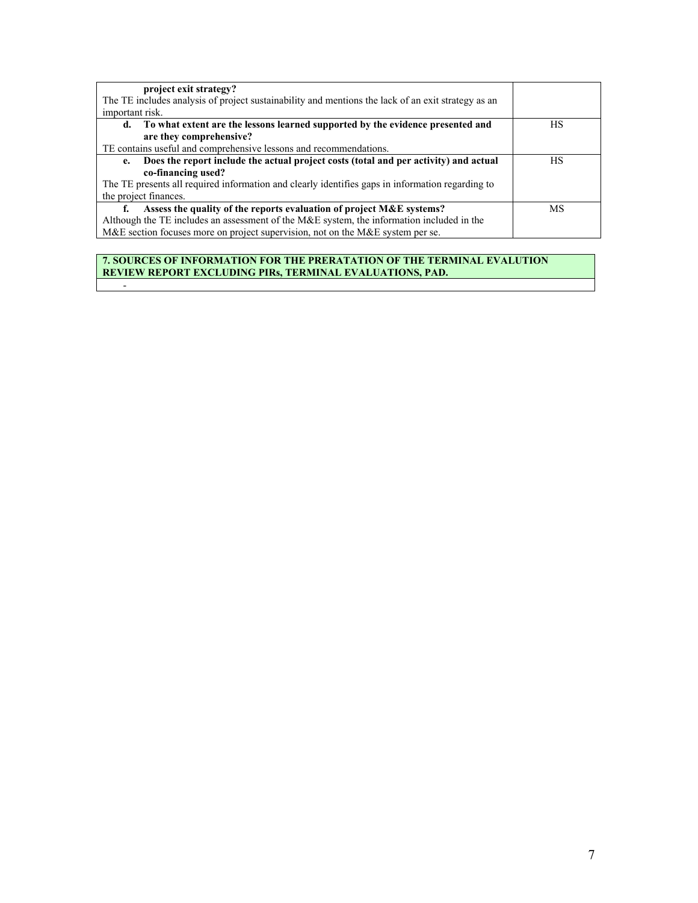| | |
|---|---|
| **project exit strategy?**<br>The TE includes analysis of project sustainability and mentions the lack of an exit strategy as an important risk. | |
| **d. To what extent are the lessons learned supported by the evidence presented and are they comprehensive?**<br>TE contains useful and comprehensive lessons and recommendations. | HS |
| **e. Does the report include the actual project costs (total and per activity) and actual co-financing used?**<br>The TE presents all required information and clearly identifies gaps in information regarding to the project finances. | HS |
| **f. Assess the quality of the reports evaluation of project M&E systems?**<br>Although the TE includes an assessment of the M&E system, the information included in the M&E section focuses more on project supervision, not on the M&E system per se. | MS |

| **7. SOURCES OF INFORMATION FOR THE PRERATATION OF THE TERMINAL EVALUTION REVIEW REPORT EXCLUDING PIRs, TERMINAL EVALUATIONS, PAD.** |
|---|
| - |